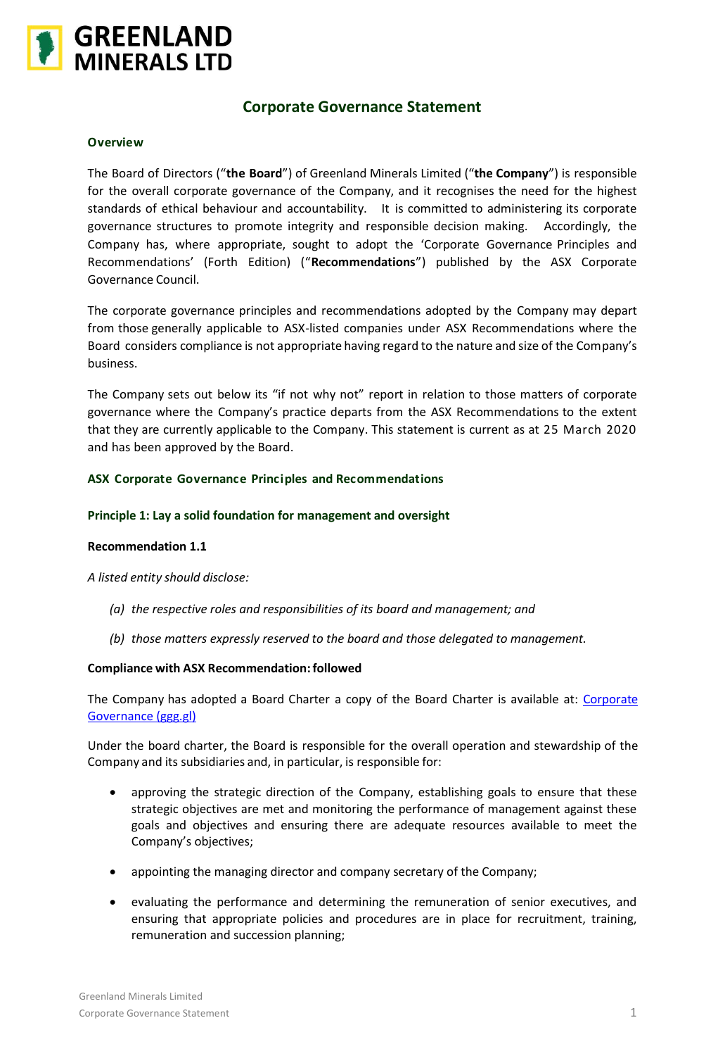# GREENLAND MINERALS LTD

## Corporate Governance Statement

### Overview

The Board of Directors ("**the Board**") of Greenland Minerals Limited ("**the Company**") is responsible for the overall corporate governance of the Company, and it recognises the need for the highest standards of ethical behaviour and accountability. It is committed to administering its corporate governance structures to promote integrity and responsible decision making. Accordingly, the Company has, where appropriate, sought to adopt the 'Corporate Governance Principles and Recommendations' (Forth Edition) ("**Recommendations**") published by the ASX Corporate Governance Council.

The corporate governance principles and recommendations adopted by the Company may depart from those generally applicable to ASX-listed companies under ASX Recommendations where the Board considers compliance is not appropriate having regard to the nature and size of the Company's business.

The Company sets out below its "if not why not" report in relation to those matters of corporate governance where the Company's practice departs from the ASX Recommendations to the extent that they are currently applicable to the Company. This statement is current as at 25 March 2020 and has been approved by the Board.

### ASX Corporate Governance Principles and Recommendations

### Principle 1: Lay a solid foundation for management and oversight

**Recommendation 1.1**

*A listed entity should disclose:*

*(a) the respective roles and responsibilities of its board and management; and*

*(b) those matters expressly reserved to the board and those delegated to management.*

**Compliance with ASX Recommendation: followed**

The Company has adopted a Board Charter a copy of the Board Charter is available at: [Corporate Governance (ggg.gl)]

Under the board charter, the Board is responsible for the overall operation and stewardship of the Company and its subsidiaries and, in particular, is responsible for:

- approving the strategic direction of the Company, establishing goals to ensure that these strategic objectives are met and monitoring the performance of management against these goals and objectives and ensuring there are adequate resources available to meet the Company's objectives;
- appointing the managing director and company secretary of the Company;
- evaluating the performance and determining the remuneration of senior executives, and ensuring that appropriate policies and procedures are in place for recruitment, training, remuneration and succession planning;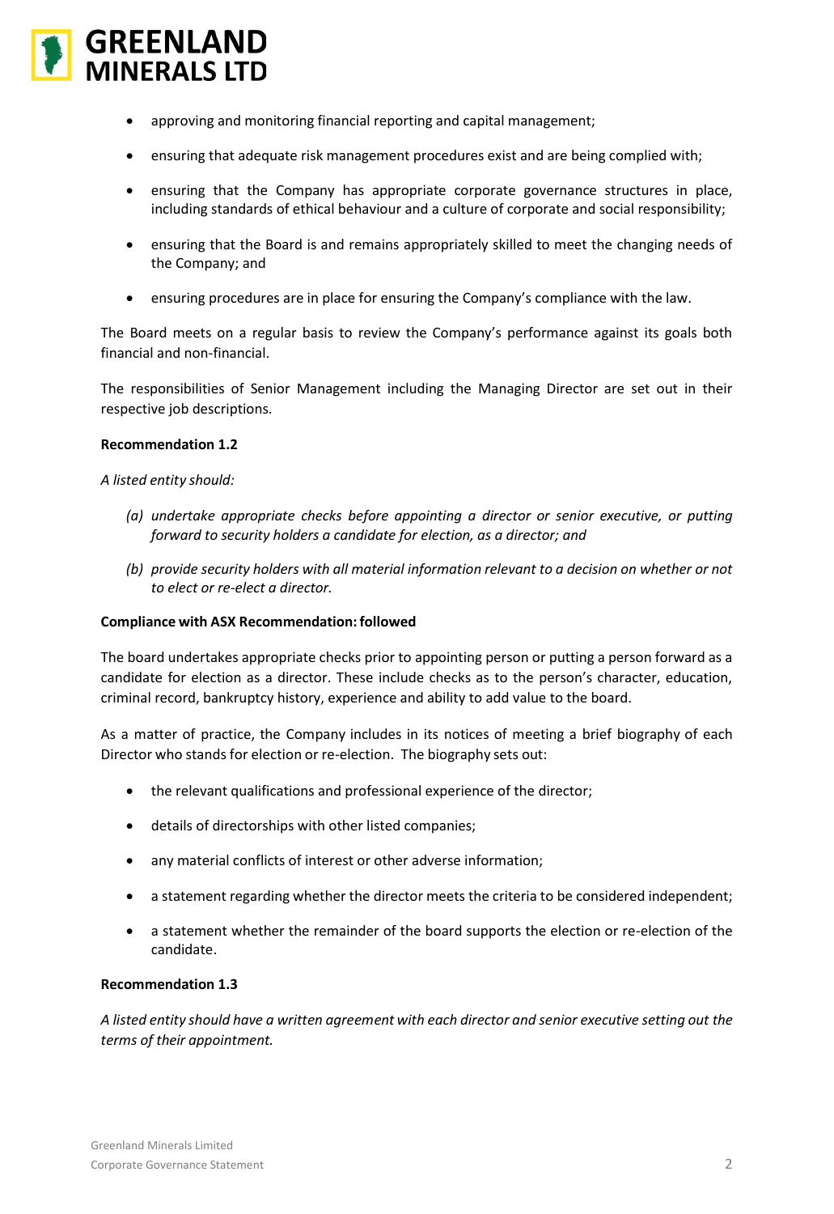- approving and monitoring financial reporting and capital management;
- ensuring that adequate risk management procedures exist and are being complied with;
- ensuring that the Company has appropriate corporate governance structures in place, including standards of ethical behaviour and a culture of corporate and social responsibility;
- ensuring that the Board is and remains appropriately skilled to meet the changing needs of the Company; and
- ensuring procedures are in place for ensuring the Company's compliance with the law.

The Board meets on a regular basis to review the Company's performance against its goals both financial and non-financial.

The responsibilities of Senior Management including the Managing Director are set out in their respective job descriptions.

**Recommendation 1.2**

*A listed entity should:*

*(a) undertake appropriate checks before appointing a director or senior executive, or putting forward to security holders a candidate for election, as a director; and*

*(b) provide security holders with all material information relevant to a decision on whether or not to elect or re-elect a director.*

**Compliance with ASX Recommendation: followed**

The board undertakes appropriate checks prior to appointing person or putting a person forward as a candidate for election as a director. These include checks as to the person's character, education, criminal record, bankruptcy history, experience and ability to add value to the board.

As a matter of practice, the Company includes in its notices of meeting a brief biography of each Director who stands for election or re-election. The biography sets out:

- the relevant qualifications and professional experience of the director;
- details of directorships with other listed companies;
- any material conflicts of interest or other adverse information;
- a statement regarding whether the director meets the criteria to be considered independent;
- a statement whether the remainder of the board supports the election or re-election of the candidate.

**Recommendation 1.3**

*A listed entity should have a written agreement with each director and senior executive setting out the terms of their appointment.*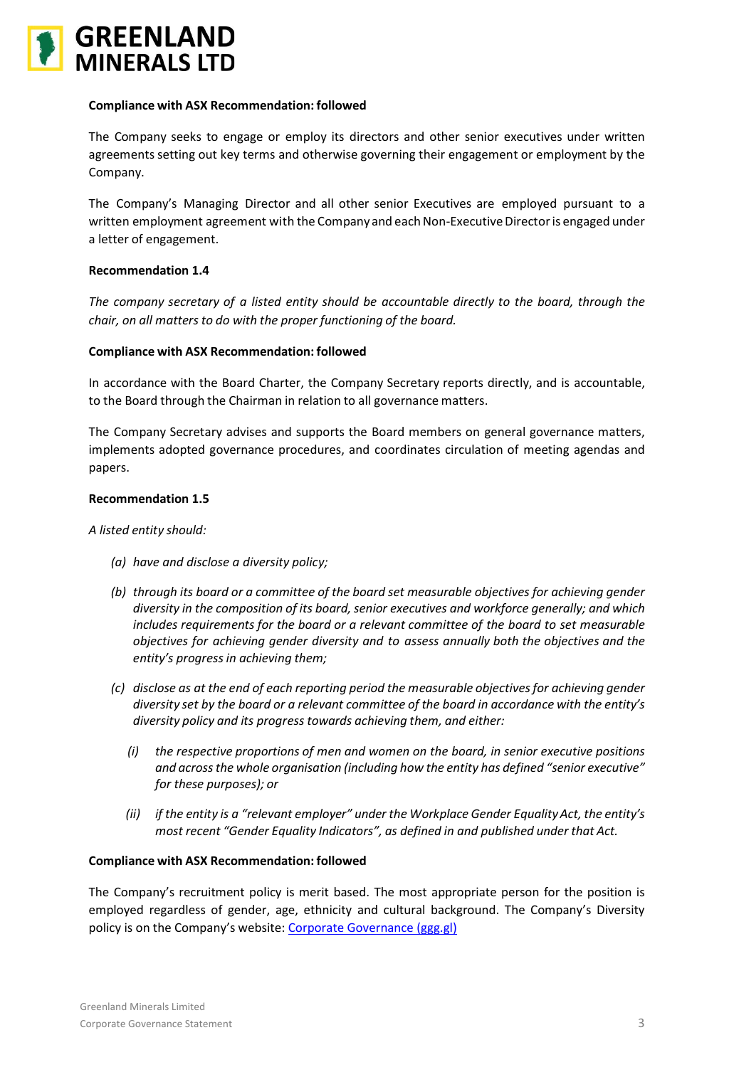**Compliance with ASX Recommendation: followed**

The Company seeks to engage or employ its directors and other senior executives under written agreements setting out key terms and otherwise governing their engagement or employment by the Company.

The Company's Managing Director and all other senior Executives are employed pursuant to a written employment agreement with the Company and each Non-Executive Director is engaged under a letter of engagement.

**Recommendation 1.4**

*The company secretary of a listed entity should be accountable directly to the board, through the chair, on all matters to do with the proper functioning of the board.*

**Compliance with ASX Recommendation: followed**

In accordance with the Board Charter, the Company Secretary reports directly, and is accountable, to the Board through the Chairman in relation to all governance matters.

The Company Secretary advises and supports the Board members on general governance matters, implements adopted governance procedures, and coordinates circulation of meeting agendas and papers.

**Recommendation 1.5**

*A listed entity should:*

- *(a) have and disclose a diversity policy;*
- *(b) through its board or a committee of the board set measurable objectives for achieving gender diversity in the composition of its board, senior executives and workforce generally; and which includes requirements for the board or a relevant committee of the board to set measurable objectives for achieving gender diversity and to assess annually both the objectives and the entity's progress in achieving them;*
- *(c) disclose as at the end of each reporting period the measurable objectives for achieving gender diversity set by the board or a relevant committee of the board in accordance with the entity's diversity policy and its progress towards achieving them, and either:*
  - *(i) the respective proportions of men and women on the board, in senior executive positions and across the whole organisation (including how the entity has defined "senior executive" for these purposes); or*
  - *(ii) if the entity is a "relevant employer" under the Workplace Gender Equality Act, the entity's most recent "Gender Equality Indicators", as defined in and published under that Act.*

**Compliance with ASX Recommendation: followed**

The Company's recruitment policy is merit based. The most appropriate person for the position is employed regardless of gender, age, ethnicity and cultural background. The Company's Diversity policy is on the Company's website: Corporate Governance (ggg.gl)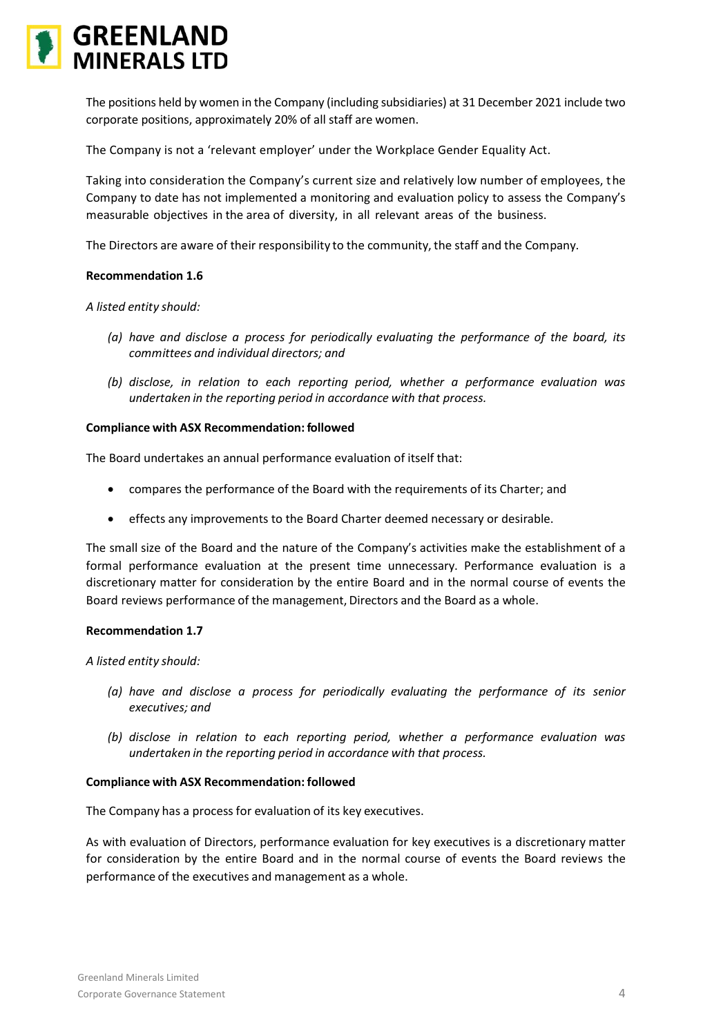The positions held by women in the Company (including subsidiaries) at 31 December 2021 include two corporate positions, approximately 20% of all staff are women.

The Company is not a 'relevant employer' under the Workplace Gender Equality Act.

Taking into consideration the Company's current size and relatively low number of employees, the Company to date has not implemented a monitoring and evaluation policy to assess the Company's measurable objectives in the area of diversity, in all relevant areas of the business.

The Directors are aware of their responsibility to the community, the staff and the Company.

**Recommendation 1.6**

*A listed entity should:*

- *(a) have and disclose a process for periodically evaluating the performance of the board, its committees and individual directors; and*
- *(b) disclose, in relation to each reporting period, whether a performance evaluation was undertaken in the reporting period in accordance with that process.*

**Compliance with ASX Recommendation: followed**

The Board undertakes an annual performance evaluation of itself that:

- compares the performance of the Board with the requirements of its Charter; and
- effects any improvements to the Board Charter deemed necessary or desirable.

The small size of the Board and the nature of the Company's activities make the establishment of a formal performance evaluation at the present time unnecessary. Performance evaluation is a discretionary matter for consideration by the entire Board and in the normal course of events the Board reviews performance of the management, Directors and the Board as a whole.

**Recommendation 1.7**

*A listed entity should:*

- *(a) have and disclose a process for periodically evaluating the performance of its senior executives; and*
- *(b) disclose in relation to each reporting period, whether a performance evaluation was undertaken in the reporting period in accordance with that process.*

**Compliance with ASX Recommendation: followed**

The Company has a process for evaluation of its key executives.

As with evaluation of Directors, performance evaluation for key executives is a discretionary matter for consideration by the entire Board and in the normal course of events the Board reviews the performance of the executives and management as a whole.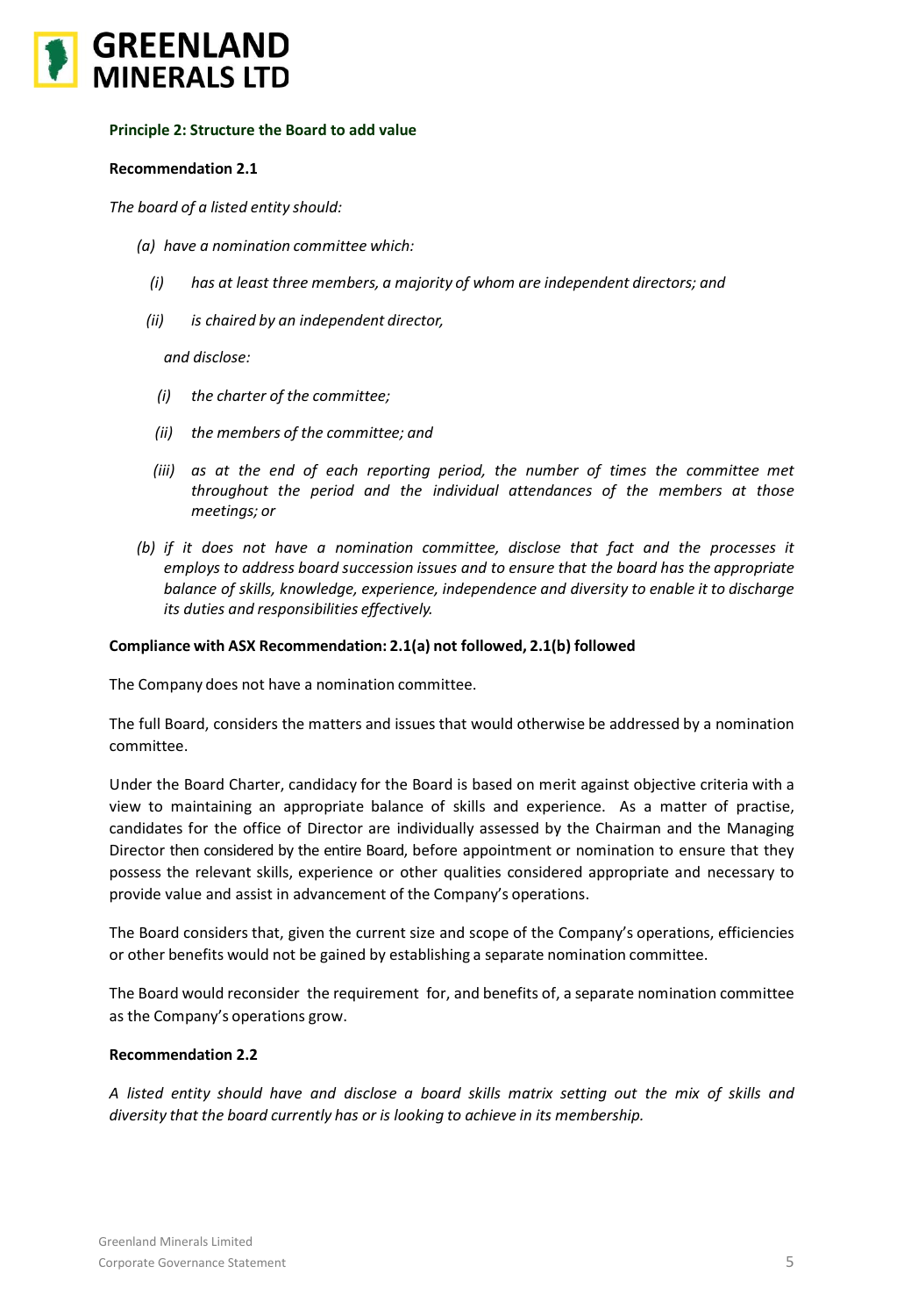**Principle 2: Structure the Board to add value**

**Recommendation 2.1**

*The board of a listed entity should:*

*(a) have a nomination committee which:*

*(i) has at least three members, a majority of whom are independent directors; and*

*(ii) is chaired by an independent director,*

*and disclose:*

*(i) the charter of the committee;*

*(ii) the members of the committee; and*

*(iii) as at the end of each reporting period, the number of times the committee met throughout the period and the individual attendances of the members at those meetings; or*

*(b) if it does not have a nomination committee, disclose that fact and the processes it employs to address board succession issues and to ensure that the board has the appropriate balance of skills, knowledge, experience, independence and diversity to enable it to discharge its duties and responsibilities effectively.*

**Compliance with ASX Recommendation: 2.1(a) not followed, 2.1(b) followed**

The Company does not have a nomination committee.

The full Board, considers the matters and issues that would otherwise be addressed by a nomination committee.

Under the Board Charter, candidacy for the Board is based on merit against objective criteria with a view to maintaining an appropriate balance of skills and experience. As a matter of practise, candidates for the office of Director are individually assessed by the Chairman and the Managing Director then considered by the entire Board, before appointment or nomination to ensure that they possess the relevant skills, experience or other qualities considered appropriate and necessary to provide value and assist in advancement of the Company's operations.

The Board considers that, given the current size and scope of the Company's operations, efficiencies or other benefits would not be gained by establishing a separate nomination committee.

The Board would reconsider the requirement for, and benefits of, a separate nomination committee as the Company's operations grow.

**Recommendation 2.2**

*A listed entity should have and disclose a board skills matrix setting out the mix of skills and diversity that the board currently has or is looking to achieve in its membership.*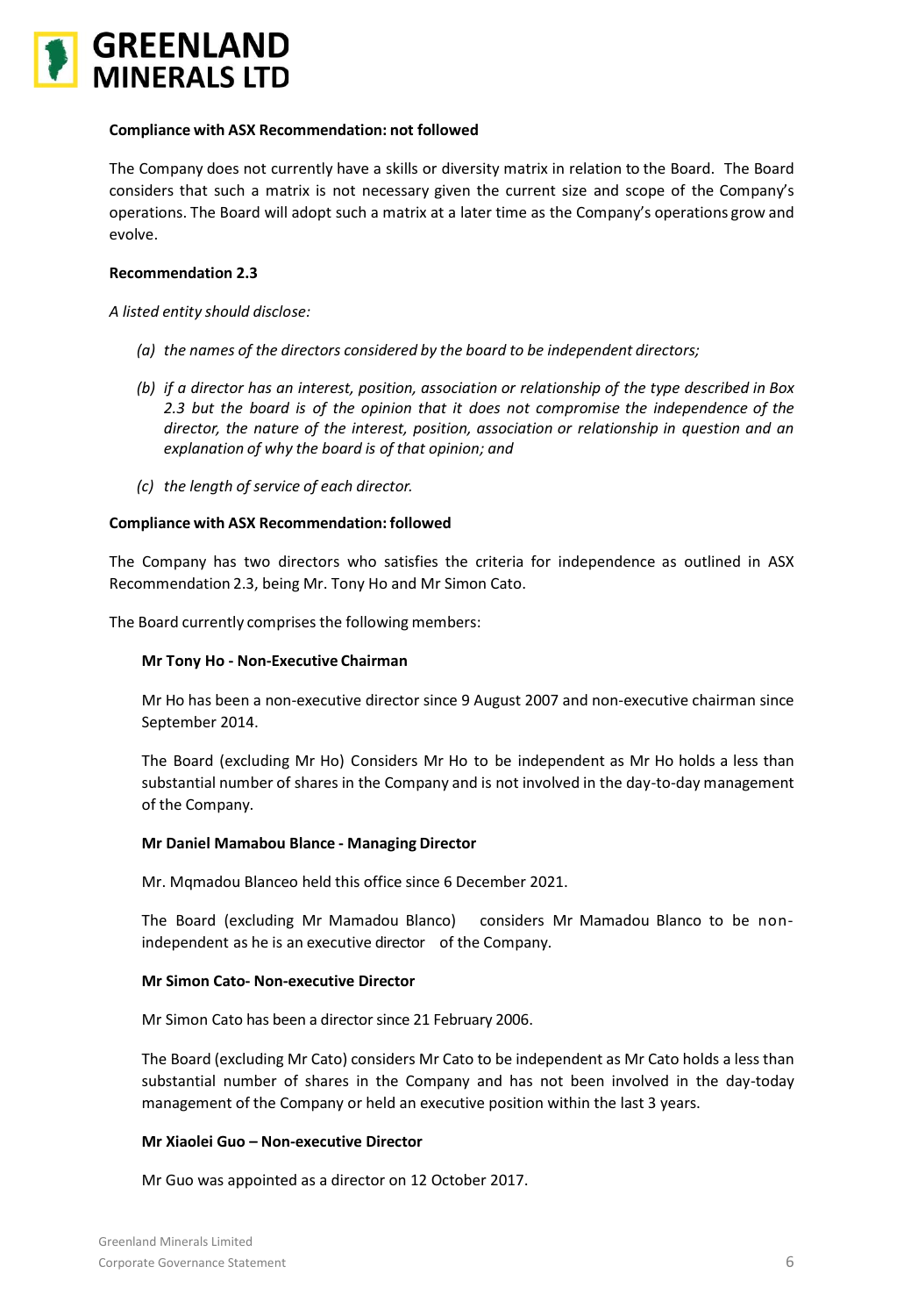**Compliance with ASX Recommendation: not followed**

The Company does not currently have a skills or diversity matrix in relation to the Board. The Board considers that such a matrix is not necessary given the current size and scope of the Company's operations. The Board will adopt such a matrix at a later time as the Company's operations grow and evolve.

**Recommendation 2.3**

*A listed entity should disclose:*

*(a) the names of the directors considered by the board to be independent directors;*

*(b) if a director has an interest, position, association or relationship of the type described in Box 2.3 but the board is of the opinion that it does not compromise the independence of the director, the nature of the interest, position, association or relationship in question and an explanation of why the board is of that opinion; and*

*(c) the length of service of each director.*

**Compliance with ASX Recommendation: followed**

The Company has two directors who satisfies the criteria for independence as outlined in ASX Recommendation 2.3, being Mr. Tony Ho and Mr Simon Cato.

The Board currently comprises the following members:

**Mr Tony Ho - Non-Executive Chairman**

Mr Ho has been a non-executive director since 9 August 2007 and non-executive chairman since September 2014.

The Board (excluding Mr Ho) Considers Mr Ho to be independent as Mr Ho holds a less than substantial number of shares in the Company and is not involved in the day-to-day management of the Company.

**Mr Daniel Mamabou Blance - Managing Director**

Mr. Mqmadou Blanceo held this office since 6 December 2021.

The Board (excluding Mr Mamadou Blanco) considers Mr Mamadou Blanco to be non-independent as he is an executive director of the Company.

**Mr Simon Cato- Non-executive Director**

Mr Simon Cato has been a director since 21 February 2006.

The Board (excluding Mr Cato) considers Mr Cato to be independent as Mr Cato holds a less than substantial number of shares in the Company and has not been involved in the day-today management of the Company or held an executive position within the last 3 years.

**Mr Xiaolei Guo – Non-executive Director**

Mr Guo was appointed as a director on 12 October 2017.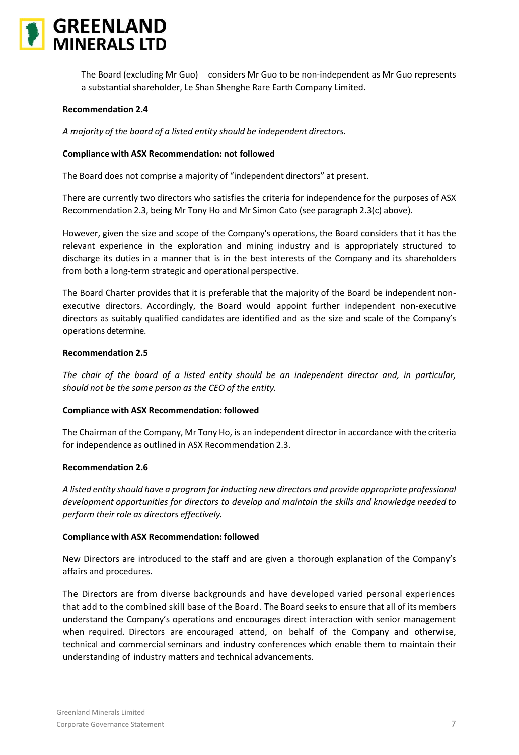The Board (excluding Mr Guo) considers Mr Guo to be non-independent as Mr Guo represents a substantial shareholder, Le Shan Shenghe Rare Earth Company Limited.

**Recommendation 2.4**

*A majority of the board of a listed entity should be independent directors.*

**Compliance with ASX Recommendation: not followed**

The Board does not comprise a majority of "independent directors" at present.

There are currently two directors who satisfies the criteria for independence for the purposes of ASX Recommendation 2.3, being Mr Tony Ho and Mr Simon Cato (see paragraph 2.3(c) above).

However, given the size and scope of the Company's operations, the Board considers that it has the relevant experience in the exploration and mining industry and is appropriately structured to discharge its duties in a manner that is in the best interests of the Company and its shareholders from both a long-term strategic and operational perspective.

The Board Charter provides that it is preferable that the majority of the Board be independent non-executive directors. Accordingly, the Board would appoint further independent non-executive directors as suitably qualified candidates are identified and as the size and scale of the Company's operations determine.

**Recommendation 2.5**

*The chair of the board of a listed entity should be an independent director and, in particular, should not be the same person as the CEO of the entity.*

**Compliance with ASX Recommendation: followed**

The Chairman of the Company, Mr Tony Ho, is an independent director in accordance with the criteria for independence as outlined in ASX Recommendation 2.3.

**Recommendation 2.6**

*A listed entity should have a program for inducting new directors and provide appropriate professional development opportunities for directors to develop and maintain the skills and knowledge needed to perform their role as directors effectively.*

**Compliance with ASX Recommendation: followed**

New Directors are introduced to the staff and are given a thorough explanation of the Company's affairs and procedures.

The Directors are from diverse backgrounds and have developed varied personal experiences that add to the combined skill base of the Board. The Board seeks to ensure that all of its members understand the Company's operations and encourages direct interaction with senior management when required. Directors are encouraged attend, on behalf of the Company and otherwise, technical and commercial seminars and industry conferences which enable them to maintain their understanding of industry matters and technical advancements.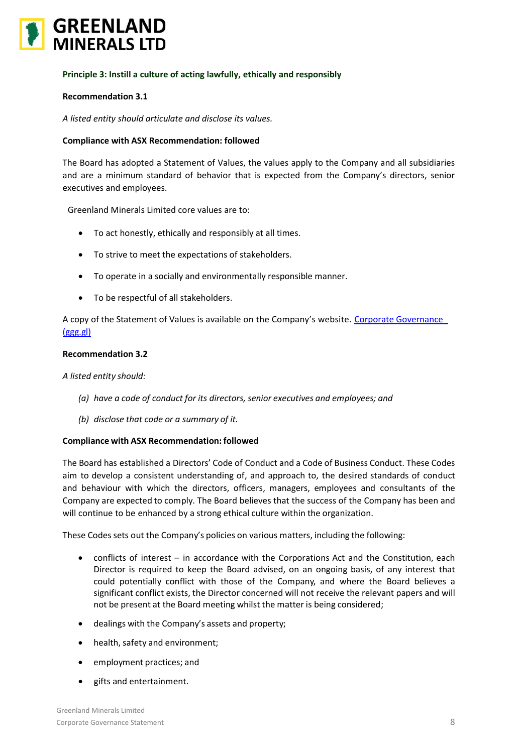## Principle 3: Instill a culture of acting lawfully, ethically and responsibly

**Recommendation 3.1**

*A listed entity should articulate and disclose its values.*

**Compliance with ASX Recommendation: followed**

The Board has adopted a Statement of Values, the values apply to the Company and all subsidiaries and are a minimum standard of behavior that is expected from the Company's directors, senior executives and employees.

Greenland Minerals Limited core values are to:

- To act honestly, ethically and responsibly at all times.
- To strive to meet the expectations of stakeholders.
- To operate in a socially and environmentally responsible manner.
- To be respectful of all stakeholders.

A copy of the Statement of Values is available on the Company's website. [Corporate Governance (ggg.gl)]

**Recommendation 3.2**

*A listed entity should:*

*(a) have a code of conduct for its directors, senior executives and employees; and*

*(b) disclose that code or a summary of it.*

**Compliance with ASX Recommendation: followed**

The Board has established a Directors' Code of Conduct and a Code of Business Conduct. These Codes aim to develop a consistent understanding of, and approach to, the desired standards of conduct and behaviour with which the directors, officers, managers, employees and consultants of the Company are expected to comply. The Board believes that the success of the Company has been and will continue to be enhanced by a strong ethical culture within the organization.

These Codes sets out the Company's policies on various matters, including the following:

- conflicts of interest – in accordance with the Corporations Act and the Constitution, each Director is required to keep the Board advised, on an ongoing basis, of any interest that could potentially conflict with those of the Company, and where the Board believes a significant conflict exists, the Director concerned will not receive the relevant papers and will not be present at the Board meeting whilst the matter is being considered;
- dealings with the Company's assets and property;
- health, safety and environment;
- employment practices; and
- gifts and entertainment.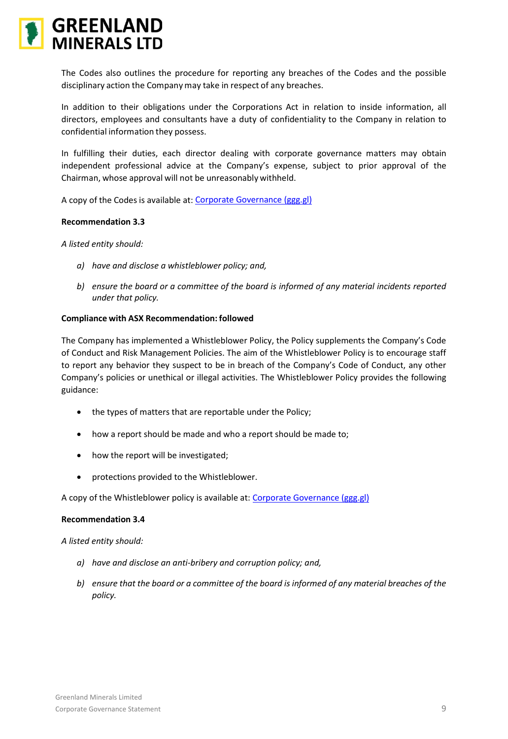The Codes also outlines the procedure for reporting any breaches of the Codes and the possible disciplinary action the Company may take in respect of any breaches.

In addition to their obligations under the Corporations Act in relation to inside information, all directors, employees and consultants have a duty of confidentiality to the Company in relation to confidential information they possess.

In fulfilling their duties, each director dealing with corporate governance matters may obtain independent professional advice at the Company's expense, subject to prior approval of the Chairman, whose approval will not be unreasonably withheld.

A copy of the Codes is available at: [Corporate Governance (ggg.gl)]

**Recommendation 3.3**

*A listed entity should:*

*a) have and disclose a whistleblower policy; and,*

*b) ensure the board or a committee of the board is informed of any material incidents reported under that policy.*

**Compliance with ASX Recommendation: followed**

The Company has implemented a Whistleblower Policy, the Policy supplements the Company's Code of Conduct and Risk Management Policies. The aim of the Whistleblower Policy is to encourage staff to report any behavior they suspect to be in breach of the Company's Code of Conduct, any other Company's policies or unethical or illegal activities. The Whistleblower Policy provides the following guidance:

- the types of matters that are reportable under the Policy;
- how a report should be made and who a report should be made to;
- how the report will be investigated;
- protections provided to the Whistleblower.

A copy of the Whistleblower policy is available at: [Corporate Governance (ggg.gl)]

**Recommendation 3.4**

*A listed entity should:*

*a) have and disclose an anti-bribery and corruption policy; and,*

*b) ensure that the board or a committee of the board is informed of any material breaches of the policy.*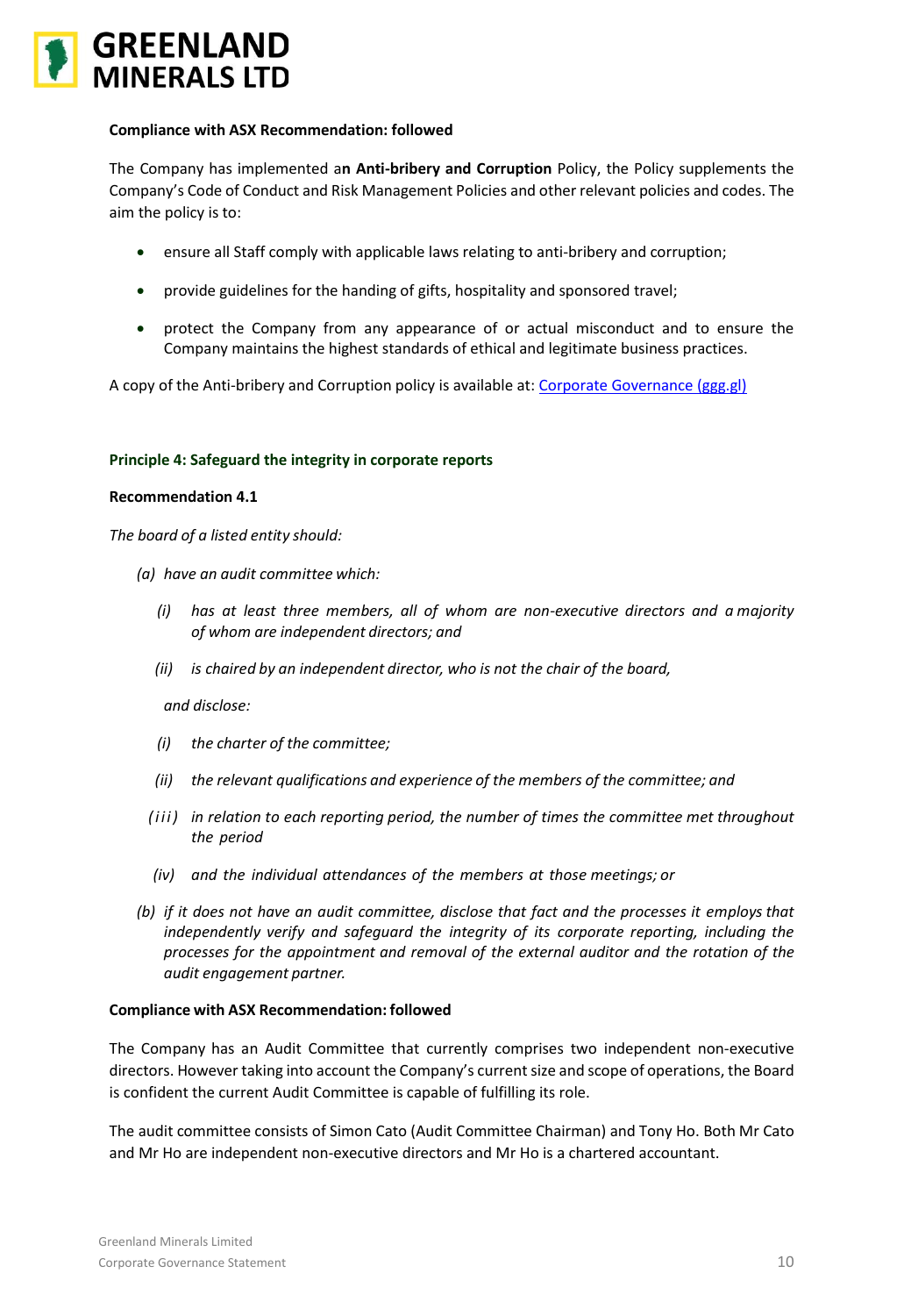**Compliance with ASX Recommendation: followed**

The Company has implemented a**n Anti-bribery and Corruption** Policy, the Policy supplements the Company's Code of Conduct and Risk Management Policies and other relevant policies and codes. The aim the policy is to:

- ensure all Staff comply with applicable laws relating to anti-bribery and corruption;
- provide guidelines for the handing of gifts, hospitality and sponsored travel;
- protect the Company from any appearance of or actual misconduct and to ensure the Company maintains the highest standards of ethical and legitimate business practices.

A copy of the Anti-bribery and Corruption policy is available at: [Corporate Governance (ggg.gl)](https://ggg.gl)

## Principle 4: Safeguard the integrity in corporate reports

**Recommendation 4.1**

*The board of a listed entity should:*

*(a) have an audit committee which:*

*(i) has at least three members, all of whom are non-executive directors and a majority of whom are independent directors; and*

*(ii) is chaired by an independent director, who is not the chair of the board,*

*and disclose:*

*(i) the charter of the committee;*

*(ii) the relevant qualifications and experience of the members of the committee; and*

*(iii) in relation to each reporting period, the number of times the committee met throughout the period*

*(iv) and the individual attendances of the members at those meetings; or*

*(b) if it does not have an audit committee, disclose that fact and the processes it employs that independently verify and safeguard the integrity of its corporate reporting, including the processes for the appointment and removal of the external auditor and the rotation of the audit engagement partner.*

**Compliance with ASX Recommendation: followed**

The Company has an Audit Committee that currently comprises two independent non-executive directors. However taking into account the Company's current size and scope of operations, the Board is confident the current Audit Committee is capable of fulfilling its role.

The audit committee consists of Simon Cato (Audit Committee Chairman) and Tony Ho. Both Mr Cato and Mr Ho are independent non-executive directors and Mr Ho is a chartered accountant.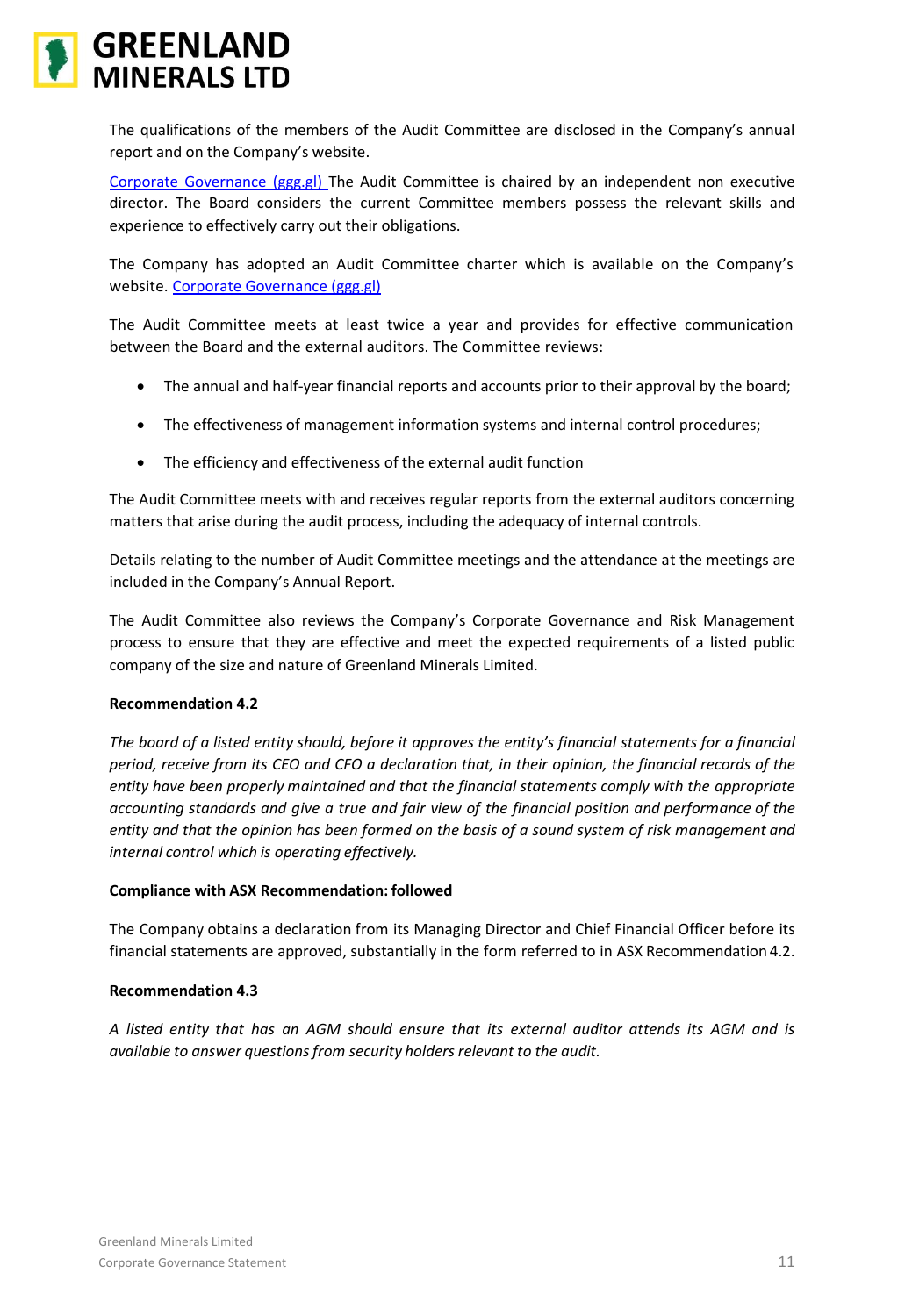The qualifications of the members of the Audit Committee are disclosed in the Company's annual report and on the Company's website.

[Corporate Governance (ggg.gl)](Corporate Governance (ggg.gl)) The Audit Committee is chaired by an independent non executive director. The Board considers the current Committee members possess the relevant skills and experience to effectively carry out their obligations.

The Company has adopted an Audit Committee charter which is available on the Company's website. Corporate Governance (ggg.gl)

The Audit Committee meets at least twice a year and provides for effective communication between the Board and the external auditors. The Committee reviews:

- The annual and half-year financial reports and accounts prior to their approval by the board;
- The effectiveness of management information systems and internal control procedures;
- The efficiency and effectiveness of the external audit function

The Audit Committee meets with and receives regular reports from the external auditors concerning matters that arise during the audit process, including the adequacy of internal controls.

Details relating to the number of Audit Committee meetings and the attendance at the meetings are included in the Company's Annual Report.

The Audit Committee also reviews the Company's Corporate Governance and Risk Management process to ensure that they are effective and meet the expected requirements of a listed public company of the size and nature of Greenland Minerals Limited.

**Recommendation 4.2**

*The board of a listed entity should, before it approves the entity's financial statements for a financial period, receive from its CEO and CFO a declaration that, in their opinion, the financial records of the entity have been properly maintained and that the financial statements comply with the appropriate accounting standards and give a true and fair view of the financial position and performance of the entity and that the opinion has been formed on the basis of a sound system of risk management and internal control which is operating effectively.*

**Compliance with ASX Recommendation: followed**

The Company obtains a declaration from its Managing Director and Chief Financial Officer before its financial statements are approved, substantially in the form referred to in ASX Recommendation 4.2.

**Recommendation 4.3**

*A listed entity that has an AGM should ensure that its external auditor attends its AGM and is available to answer questions from security holders relevant to the audit.*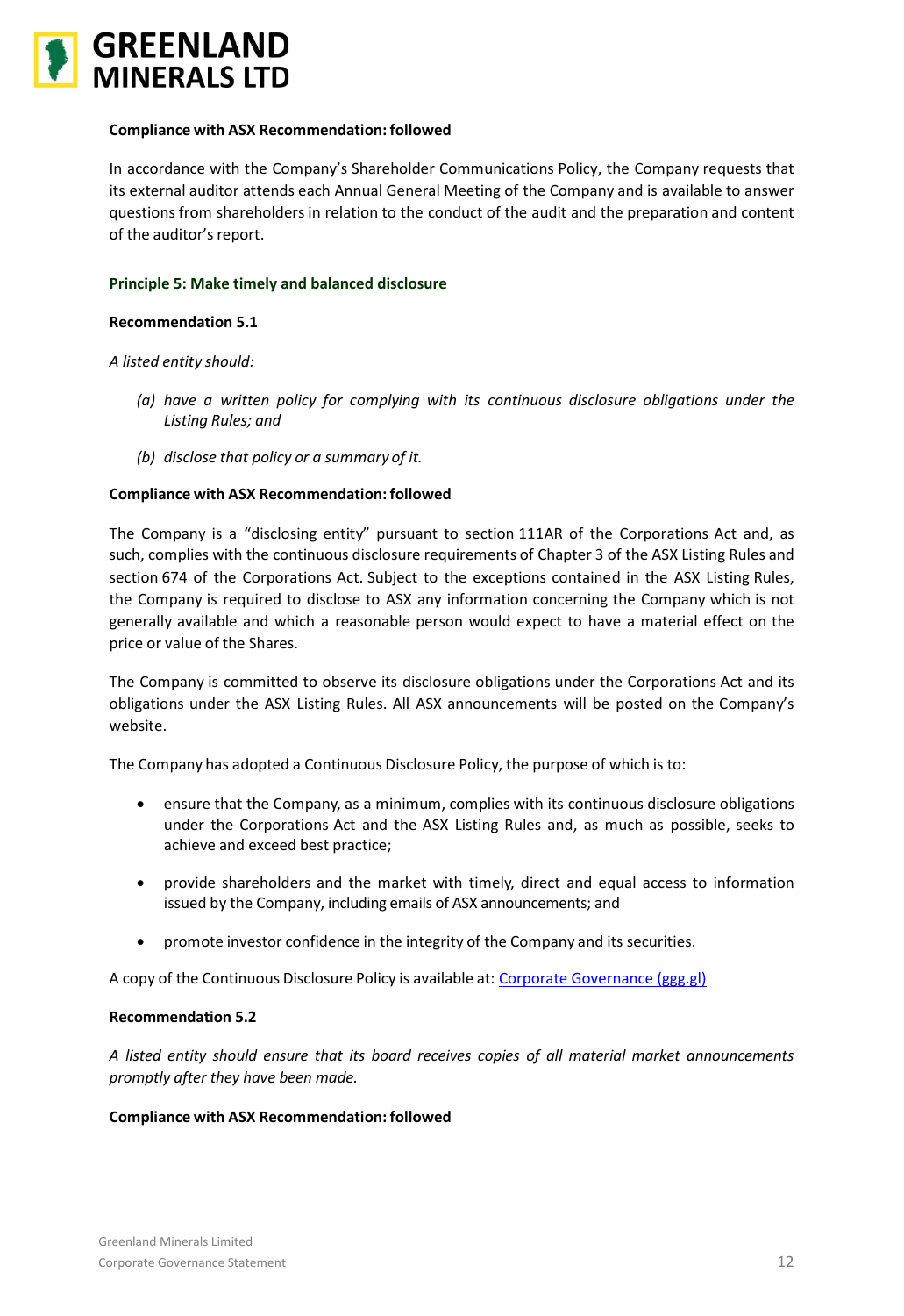**Compliance with ASX Recommendation: followed**

In accordance with the Company's Shareholder Communications Policy, the Company requests that its external auditor attends each Annual General Meeting of the Company and is available to answer questions from shareholders in relation to the conduct of the audit and the preparation and content of the auditor's report.

### Principle 5: Make timely and balanced disclosure

**Recommendation 5.1**

*A listed entity should:*

*(a) have a written policy for complying with its continuous disclosure obligations under the Listing Rules; and*

*(b) disclose that policy or a summary of it.*

**Compliance with ASX Recommendation: followed**

The Company is a "disclosing entity" pursuant to section 111AR of the Corporations Act and, as such, complies with the continuous disclosure requirements of Chapter 3 of the ASX Listing Rules and section 674 of the Corporations Act. Subject to the exceptions contained in the ASX Listing Rules, the Company is required to disclose to ASX any information concerning the Company which is not generally available and which a reasonable person would expect to have a material effect on the price or value of the Shares.

The Company is committed to observe its disclosure obligations under the Corporations Act and its obligations under the ASX Listing Rules. All ASX announcements will be posted on the Company's website.

The Company has adopted a Continuous Disclosure Policy, the purpose of which is to:

- ensure that the Company, as a minimum, complies with its continuous disclosure obligations under the Corporations Act and the ASX Listing Rules and, as much as possible, seeks to achieve and exceed best practice;
- provide shareholders and the market with timely, direct and equal access to information issued by the Company, including emails of ASX announcements; and
- promote investor confidence in the integrity of the Company and its securities.

A copy of the Continuous Disclosure Policy is available at: Corporate Governance (ggg.gl)

**Recommendation 5.2**

*A listed entity should ensure that its board receives copies of all material market announcements promptly after they have been made.*

**Compliance with ASX Recommendation: followed**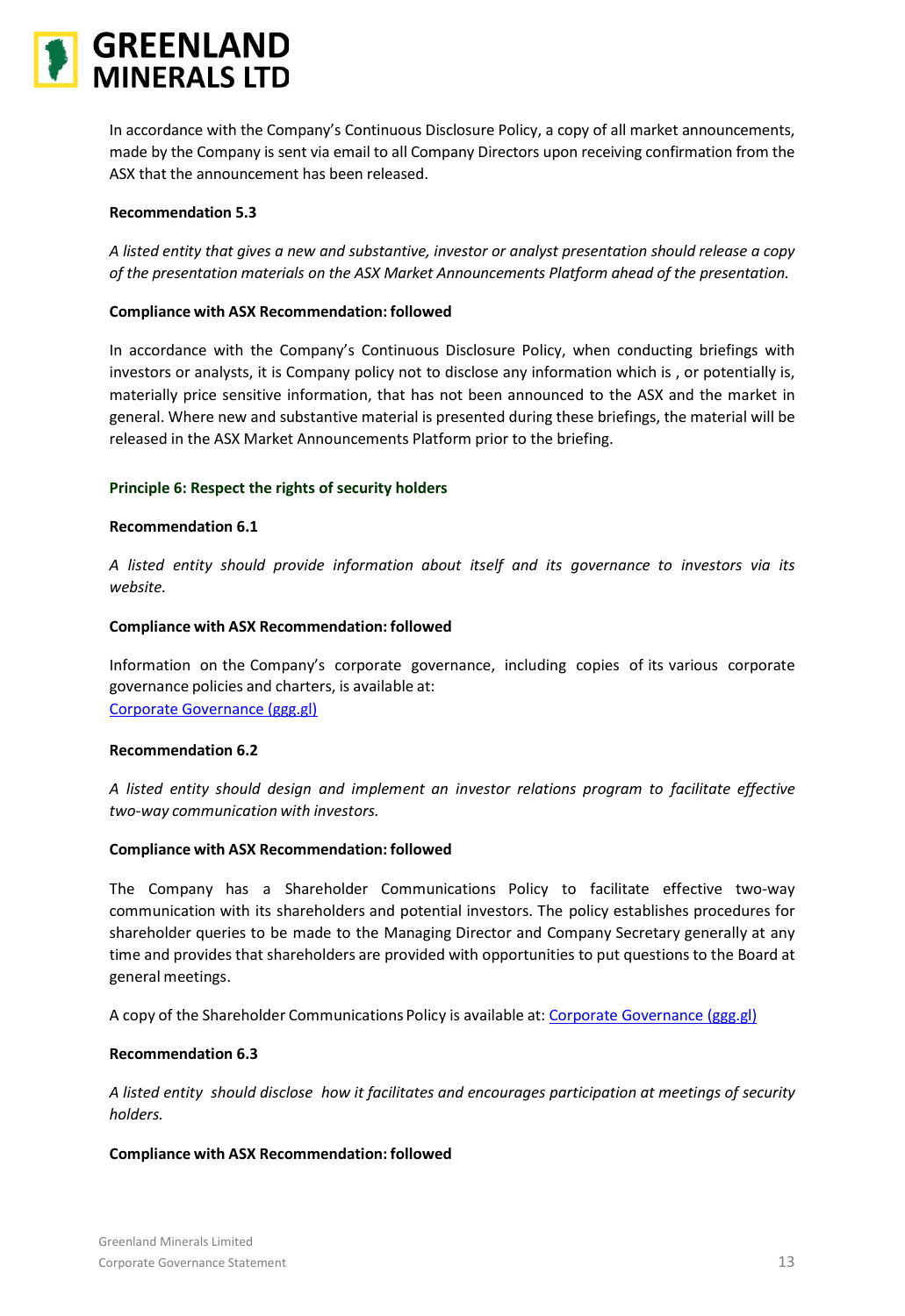In accordance with the Company's Continuous Disclosure Policy, a copy of all market announcements, made by the Company is sent via email to all Company Directors upon receiving confirmation from the ASX that the announcement has been released.

**Recommendation 5.3**

*A listed entity that gives a new and substantive, investor or analyst presentation should release a copy of the presentation materials on the ASX Market Announcements Platform ahead of the presentation.*

**Compliance with ASX Recommendation: followed**

In accordance with the Company's Continuous Disclosure Policy, when conducting briefings with investors or analysts, it is Company policy not to disclose any information which is , or potentially is, materially price sensitive information, that has not been announced to the ASX and the market in general. Where new and substantive material is presented during these briefings, the material will be released in the ASX Market Announcements Platform prior to the briefing.

## Principle 6: Respect the rights of security holders

**Recommendation 6.1**

*A listed entity should provide information about itself and its governance to investors via its website.*

**Compliance with ASX Recommendation: followed**

Information on the Company's corporate governance, including copies of its various corporate governance policies and charters, is available at:
[Corporate Governance (ggg.gl)](Corporate Governance (ggg.gl))

**Recommendation 6.2**

*A listed entity should design and implement an investor relations program to facilitate effective two-way communication with investors.*

**Compliance with ASX Recommendation: followed**

The Company has a Shareholder Communications Policy to facilitate effective two-way communication with its shareholders and potential investors. The policy establishes procedures for shareholder queries to be made to the Managing Director and Company Secretary generally at any time and provides that shareholders are provided with opportunities to put questions to the Board at general meetings.

A copy of the Shareholder Communications Policy is available at: [Corporate Governance (ggg.gl)](Corporate Governance (ggg.gl))

**Recommendation 6.3**

*A listed entity should disclose how it facilitates and encourages participation at meetings of security holders.*

**Compliance with ASX Recommendation: followed**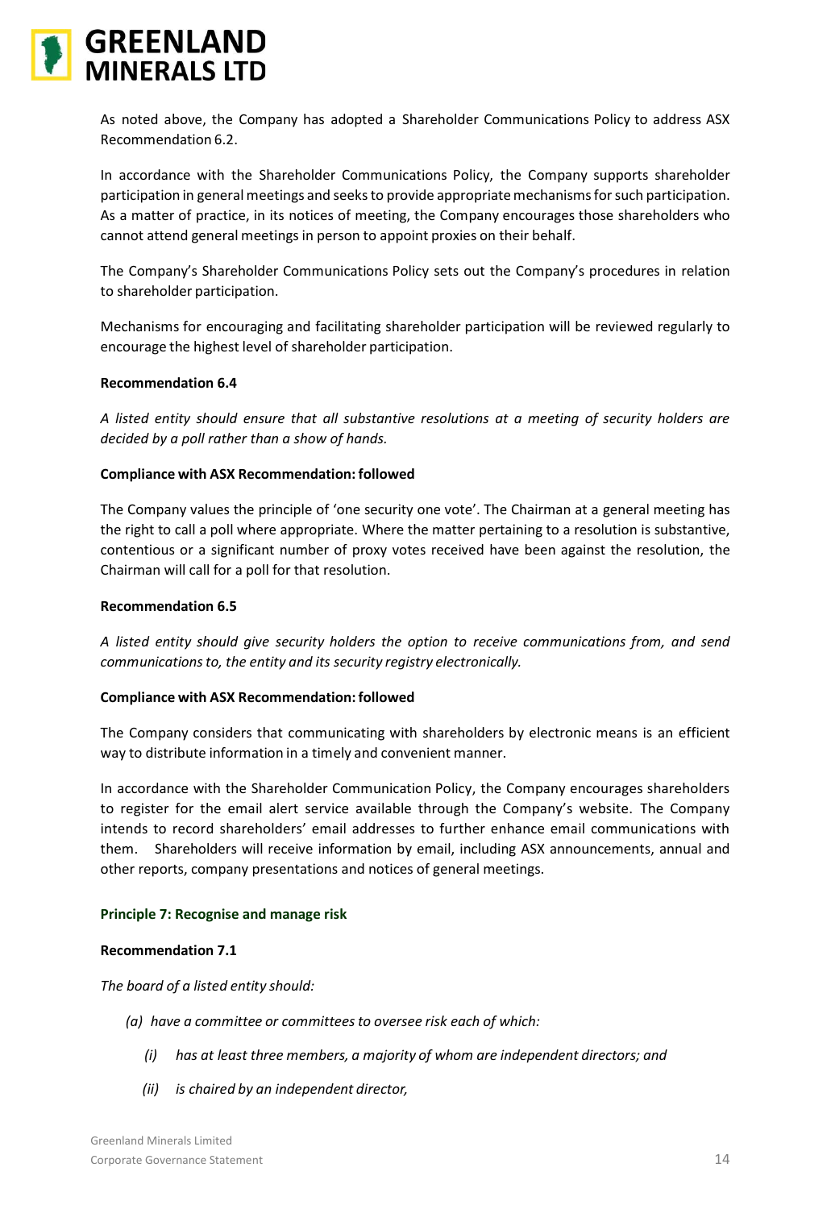As noted above, the Company has adopted a Shareholder Communications Policy to address ASX Recommendation 6.2.

In accordance with the Shareholder Communications Policy, the Company supports shareholder participation in general meetings and seeks to provide appropriate mechanisms for such participation. As a matter of practice, in its notices of meeting, the Company encourages those shareholders who cannot attend general meetings in person to appoint proxies on their behalf.

The Company's Shareholder Communications Policy sets out the Company's procedures in relation to shareholder participation.

Mechanisms for encouraging and facilitating shareholder participation will be reviewed regularly to encourage the highest level of shareholder participation.

**Recommendation 6.4**

*A listed entity should ensure that all substantive resolutions at a meeting of security holders are decided by a poll rather than a show of hands.*

**Compliance with ASX Recommendation: followed**

The Company values the principle of 'one security one vote'. The Chairman at a general meeting has the right to call a poll where appropriate. Where the matter pertaining to a resolution is substantive, contentious or a significant number of proxy votes received have been against the resolution, the Chairman will call for a poll for that resolution.

**Recommendation 6.5**

*A listed entity should give security holders the option to receive communications from, and send communications to, the entity and its security registry electronically.*

**Compliance with ASX Recommendation: followed**

The Company considers that communicating with shareholders by electronic means is an efficient way to distribute information in a timely and convenient manner.

In accordance with the Shareholder Communication Policy, the Company encourages shareholders to register for the email alert service available through the Company's website. The Company intends to record shareholders' email addresses to further enhance email communications with them. Shareholders will receive information by email, including ASX announcements, annual and other reports, company presentations and notices of general meetings.

## Principle 7: Recognise and manage risk

**Recommendation 7.1**

*The board of a listed entity should:*

- *(a) have a committee or committees to oversee risk each of which:*
  - *(i) has at least three members, a majority of whom are independent directors; and*
  - *(ii) is chaired by an independent director,*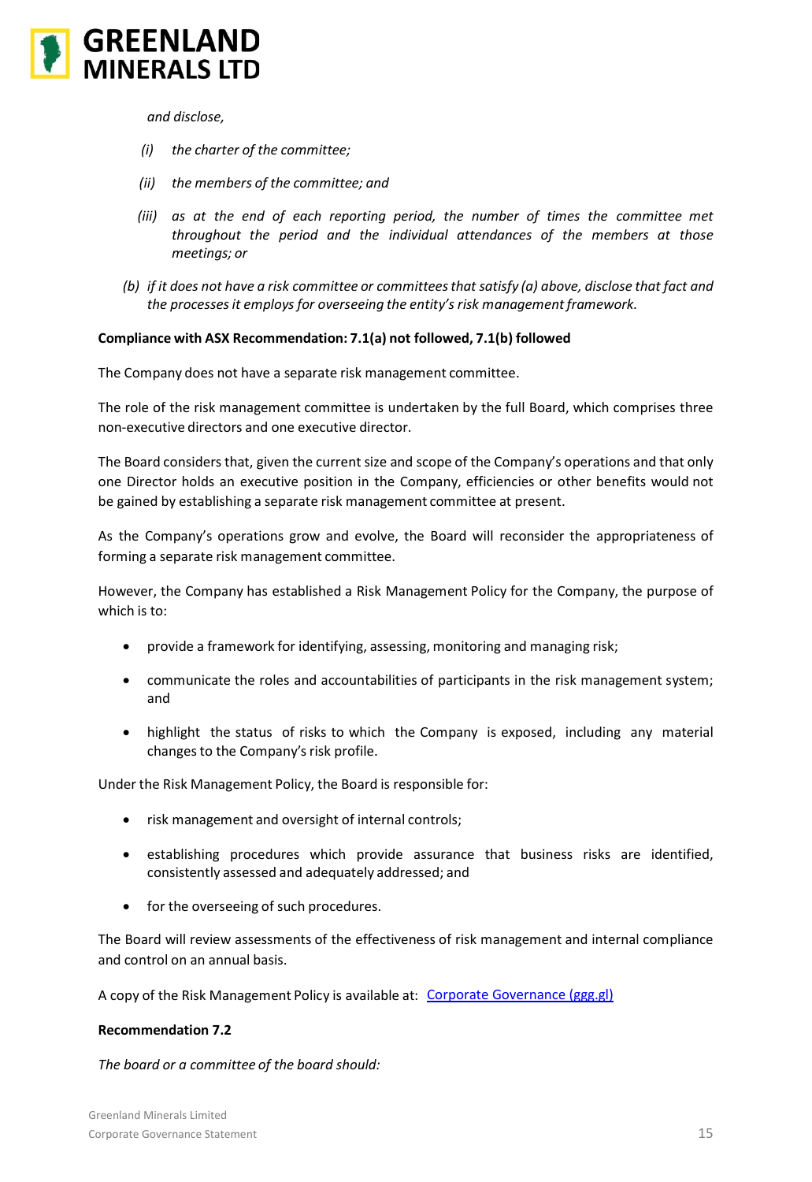*and disclose,*

*(i) the charter of the committee;*

*(ii) the members of the committee; and*

*(iii) as at the end of each reporting period, the number of times the committee met throughout the period and the individual attendances of the members at those meetings; or*

*(b) if it does not have a risk committee or committees that satisfy (a) above, disclose that fact and the processes it employs for overseeing the entity's risk management framework.*

**Compliance with ASX Recommendation: 7.1(a) not followed, 7.1(b) followed**

The Company does not have a separate risk management committee.

The role of the risk management committee is undertaken by the full Board, which comprises three non-executive directors and one executive director.

The Board considers that, given the current size and scope of the Company's operations and that only one Director holds an executive position in the Company, efficiencies or other benefits would not be gained by establishing a separate risk management committee at present.

As the Company's operations grow and evolve, the Board will reconsider the appropriateness of forming a separate risk management committee.

However, the Company has established a Risk Management Policy for the Company, the purpose of which is to:

- provide a framework for identifying, assessing, monitoring and managing risk;
- communicate the roles and accountabilities of participants in the risk management system; and
- highlight the status of risks to which the Company is exposed, including any material changes to the Company's risk profile.

Under the Risk Management Policy, the Board is responsible for:

- risk management and oversight of internal controls;
- establishing procedures which provide assurance that business risks are identified, consistently assessed and adequately addressed; and
- for the overseeing of such procedures.

The Board will review assessments of the effectiveness of risk management and internal compliance and control on an annual basis.

A copy of the Risk Management Policy is available at: [Corporate Governance (ggg.gl)]

**Recommendation 7.2**

*The board or a committee of the board should:*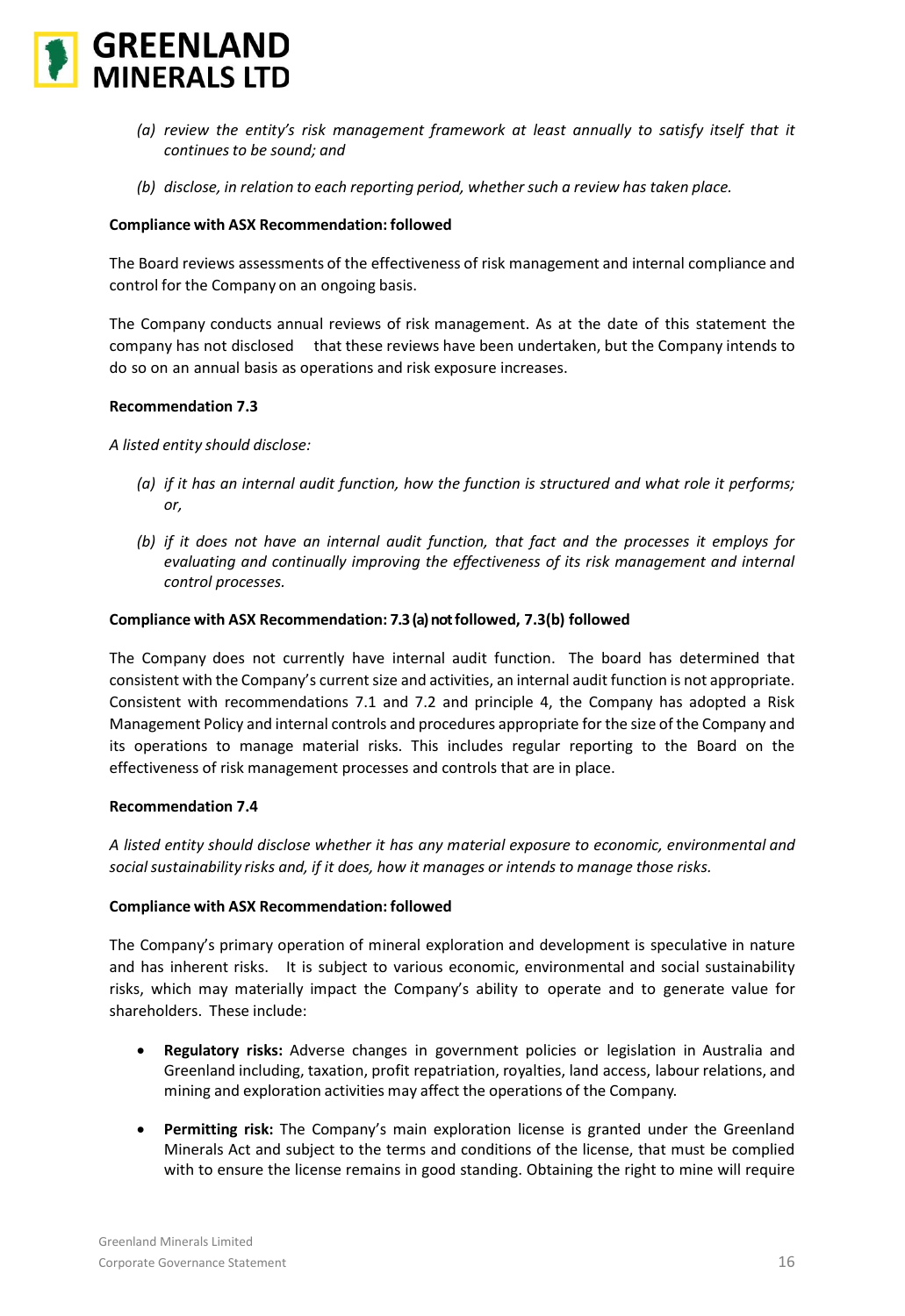- *(a) review the entity's risk management framework at least annually to satisfy itself that it continues to be sound; and*
- *(b) disclose, in relation to each reporting period, whether such a review has taken place.*

**Compliance with ASX Recommendation: followed**

The Board reviews assessments of the effectiveness of risk management and internal compliance and control for the Company on an ongoing basis.

The Company conducts annual reviews of risk management. As at the date of this statement the company has not disclosed that these reviews have been undertaken, but the Company intends to do so on an annual basis as operations and risk exposure increases.

**Recommendation 7.3**

*A listed entity should disclose:*

- *(a) if it has an internal audit function, how the function is structured and what role it performs; or,*
- *(b) if it does not have an internal audit function, that fact and the processes it employs for evaluating and continually improving the effectiveness of its risk management and internal control processes.*

**Compliance with ASX Recommendation: 7.3 (a) not followed, 7.3(b) followed**

The Company does not currently have internal audit function. The board has determined that consistent with the Company's current size and activities, an internal audit function is not appropriate. Consistent with recommendations 7.1 and 7.2 and principle 4, the Company has adopted a Risk Management Policy and internal controls and procedures appropriate for the size of the Company and its operations to manage material risks. This includes regular reporting to the Board on the effectiveness of risk management processes and controls that are in place.

**Recommendation 7.4**

*A listed entity should disclose whether it has any material exposure to economic, environmental and social sustainability risks and, if it does, how it manages or intends to manage those risks.*

**Compliance with ASX Recommendation: followed**

The Company's primary operation of mineral exploration and development is speculative in nature and has inherent risks. It is subject to various economic, environmental and social sustainability risks, which may materially impact the Company's ability to operate and to generate value for shareholders. These include:

- **Regulatory risks:** Adverse changes in government policies or legislation in Australia and Greenland including, taxation, profit repatriation, royalties, land access, labour relations, and mining and exploration activities may affect the operations of the Company.
- **Permitting risk:** The Company's main exploration license is granted under the Greenland Minerals Act and subject to the terms and conditions of the license, that must be complied with to ensure the license remains in good standing. Obtaining the right to mine will require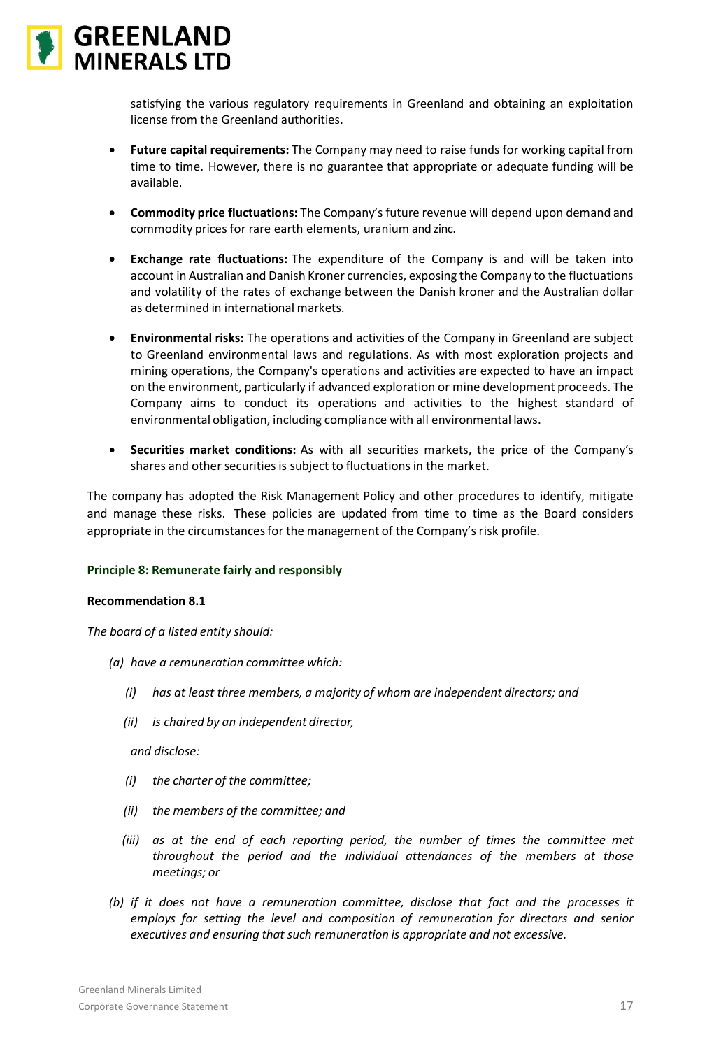satisfying the various regulatory requirements in Greenland and obtaining an exploitation license from the Greenland authorities.

- **Future capital requirements:** The Company may need to raise funds for working capital from time to time. However, there is no guarantee that appropriate or adequate funding will be available.

- **Commodity price fluctuations:** The Company's future revenue will depend upon demand and commodity prices for rare earth elements, uranium and zinc.

- **Exchange rate fluctuations:** The expenditure of the Company is and will be taken into account in Australian and Danish Kroner currencies, exposing the Company to the fluctuations and volatility of the rates of exchange between the Danish kroner and the Australian dollar as determined in international markets.

- **Environmental risks:** The operations and activities of the Company in Greenland are subject to Greenland environmental laws and regulations. As with most exploration projects and mining operations, the Company's operations and activities are expected to have an impact on the environment, particularly if advanced exploration or mine development proceeds. The Company aims to conduct its operations and activities to the highest standard of environmental obligation, including compliance with all environmental laws.

- **Securities market conditions:** As with all securities markets, the price of the Company's shares and other securities is subject to fluctuations in the market.

The company has adopted the Risk Management Policy and other procedures to identify, mitigate and manage these risks. These policies are updated from time to time as the Board considers appropriate in the circumstances for the management of the Company's risk profile.

### Principle 8: Remunerate fairly and responsibly

**Recommendation 8.1**

*The board of a listed entity should:*

*(a) have a remuneration committee which:*

*(i) has at least three members, a majority of whom are independent directors; and*

*(ii) is chaired by an independent director,*

*and disclose:*

*(i) the charter of the committee;*

*(ii) the members of the committee; and*

*(iii) as at the end of each reporting period, the number of times the committee met throughout the period and the individual attendances of the members at those meetings; or*

*(b) if it does not have a remuneration committee, disclose that fact and the processes it employs for setting the level and composition of remuneration for directors and senior executives and ensuring that such remuneration is appropriate and not excessive.*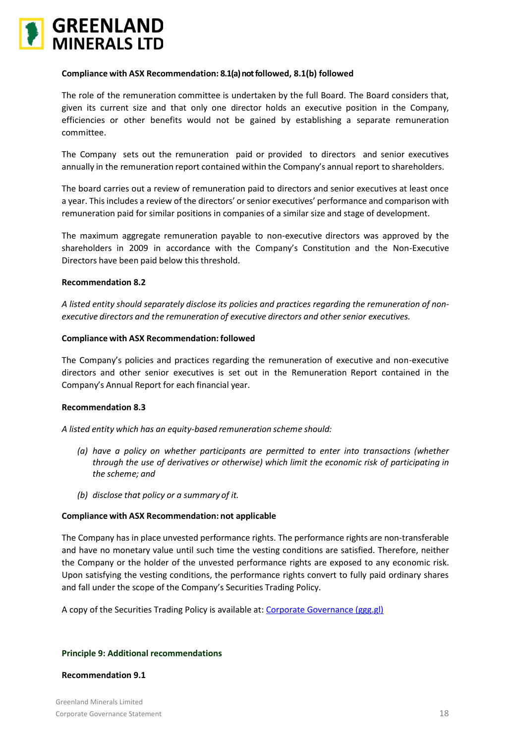**Compliance with ASX Recommendation: 8.1(a) not followed, 8.1(b) followed**

The role of the remuneration committee is undertaken by the full Board. The Board considers that, given its current size and that only one director holds an executive position in the Company, efficiencies or other benefits would not be gained by establishing a separate remuneration committee.

The Company sets out the remuneration paid or provided to directors and senior executives annually in the remuneration report contained within the Company's annual report to shareholders.

The board carries out a review of remuneration paid to directors and senior executives at least once a year. This includes a review of the directors' or senior executives' performance and comparison with remuneration paid for similar positions in companies of a similar size and stage of development.

The maximum aggregate remuneration payable to non-executive directors was approved by the shareholders in 2009 in accordance with the Company's Constitution and the Non-Executive Directors have been paid below this threshold.

**Recommendation 8.2**

*A listed entity should separately disclose its policies and practices regarding the remuneration of non-executive directors and the remuneration of executive directors and other senior executives.*

**Compliance with ASX Recommendation: followed**

The Company's policies and practices regarding the remuneration of executive and non-executive directors and other senior executives is set out in the Remuneration Report contained in the Company's Annual Report for each financial year.

**Recommendation 8.3**

*A listed entity which has an equity-based remuneration scheme should:*

*(a) have a policy on whether participants are permitted to enter into transactions (whether through the use of derivatives or otherwise) which limit the economic risk of participating in the scheme; and*

*(b) disclose that policy or a summary of it.*

**Compliance with ASX Recommendation: not applicable**

The Company has in place unvested performance rights. The performance rights are non-transferable and have no monetary value until such time the vesting conditions are satisfied. Therefore, neither the Company or the holder of the unvested performance rights are exposed to any economic risk. Upon satisfying the vesting conditions, the performance rights convert to fully paid ordinary shares and fall under the scope of the Company's Securities Trading Policy.

A copy of the Securities Trading Policy is available at: Corporate Governance (ggg.gl)

**Principle 9: Additional recommendations**

**Recommendation 9.1**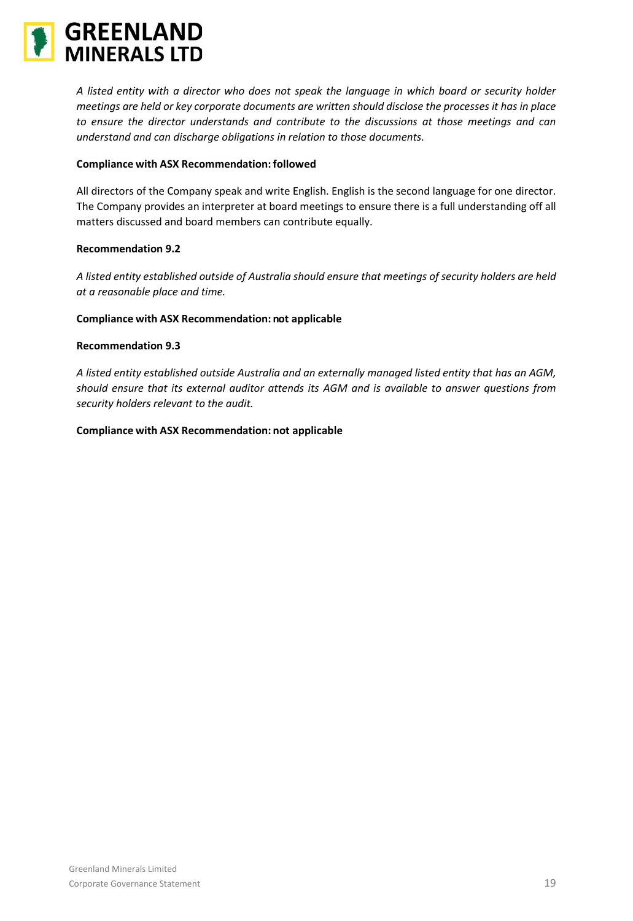*A listed entity with a director who does not speak the language in which board or security holder meetings are held or key corporate documents are written should disclose the processes it has in place to ensure the director understands and contribute to the discussions at those meetings and can understand and can discharge obligations in relation to those documents.*

**Compliance with ASX Recommendation: followed**

All directors of the Company speak and write English. English is the second language for one director. The Company provides an interpreter at board meetings to ensure there is a full understanding off all matters discussed and board members can contribute equally.

**Recommendation 9.2**

*A listed entity established outside of Australia should ensure that meetings of security holders are held at a reasonable place and time.*

**Compliance with ASX Recommendation: not applicable**

**Recommendation 9.3**

*A listed entity established outside Australia and an externally managed listed entity that has an AGM, should ensure that its external auditor attends its AGM and is available to answer questions from security holders relevant to the audit.*

**Compliance with ASX Recommendation: not applicable**